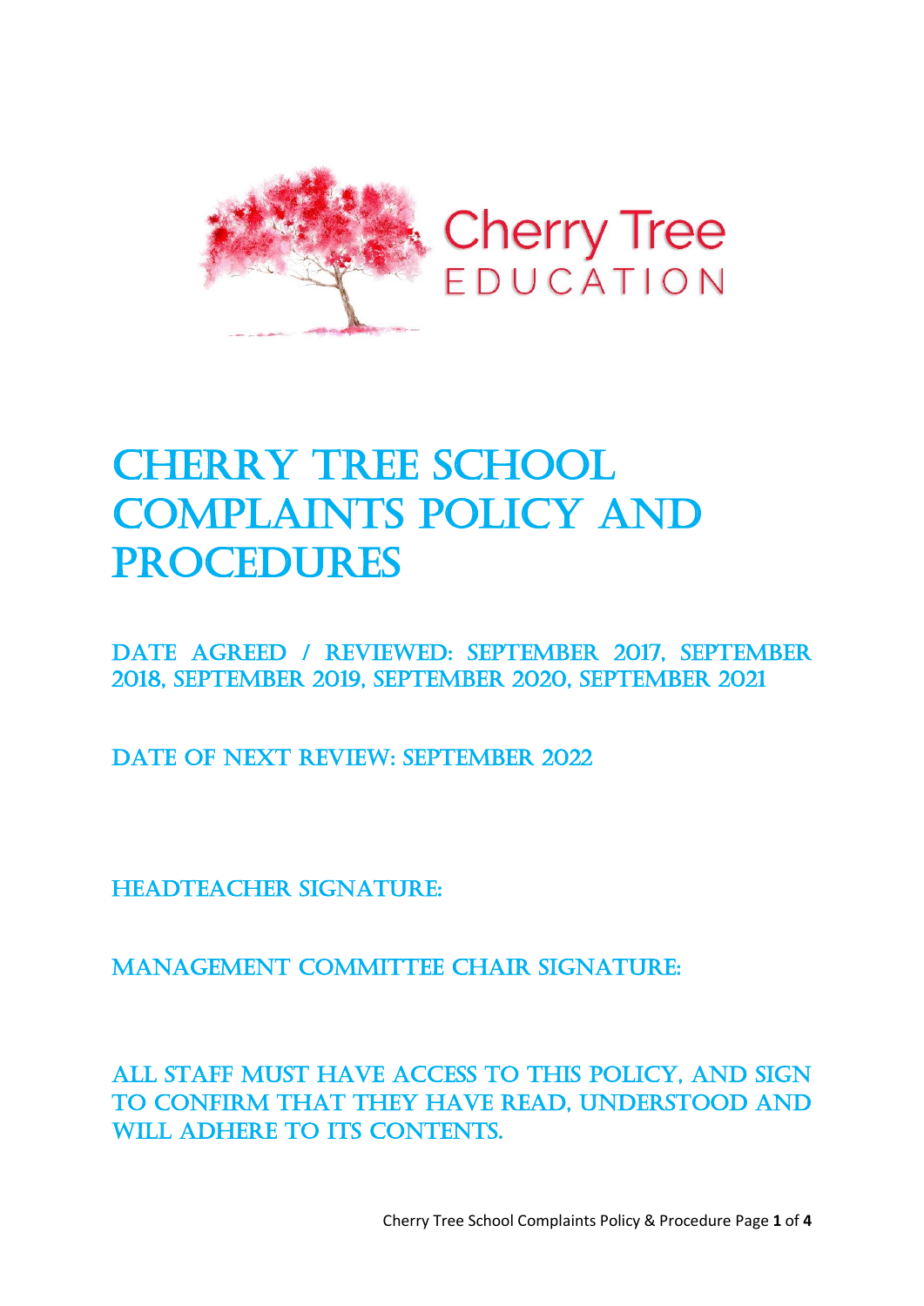Cherry Tree
EDUCATION

# Cherry Tree School Complaints Policy and Procedures

Date agreed / reviewed: September 2017, September 2018, September 2019, September 2020, September 2021

Date of next review: September 2022

Headteacher signature:

Management Committee Chair signature:

All staff must have access to this policy, and sign to confirm that they have read, understood and will adhere to its contents.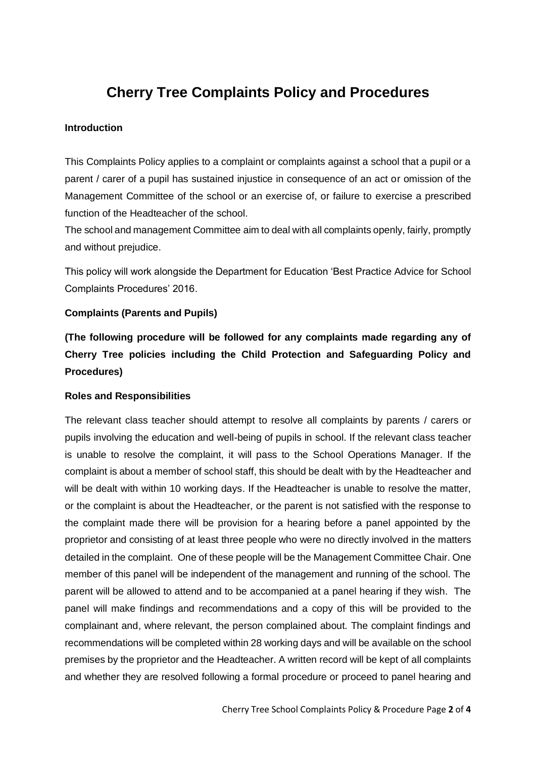# Cherry Tree Complaints Policy and Procedures

**Introduction**

This Complaints Policy applies to a complaint or complaints against a school that a pupil or a parent / carer of a pupil has sustained injustice in consequence of an act or omission of the Management Committee of the school or an exercise of, or failure to exercise a prescribed function of the Headteacher of the school.

The school and management Committee aim to deal with all complaints openly, fairly, promptly and without prejudice.

This policy will work alongside the Department for Education 'Best Practice Advice for School Complaints Procedures' 2016.

**Complaints (Parents and Pupils)**

**(The following procedure will be followed for any complaints made regarding any of Cherry Tree policies including the Child Protection and Safeguarding Policy and Procedures)**

**Roles and Responsibilities**

The relevant class teacher should attempt to resolve all complaints by parents / carers or pupils involving the education and well-being of pupils in school. If the relevant class teacher is unable to resolve the complaint, it will pass to the School Operations Manager. If the complaint is about a member of school staff, this should be dealt with by the Headteacher and will be dealt with within 10 working days. If the Headteacher is unable to resolve the matter, or the complaint is about the Headteacher, or the parent is not satisfied with the response to the complaint made there will be provision for a hearing before a panel appointed by the proprietor and consisting of at least three people who were no directly involved in the matters detailed in the complaint. One of these people will be the Management Committee Chair. One member of this panel will be independent of the management and running of the school. The parent will be allowed to attend and to be accompanied at a panel hearing if they wish. The panel will make findings and recommendations and a copy of this will be provided to the complainant and, where relevant, the person complained about. The complaint findings and recommendations will be completed within 28 working days and will be available on the school premises by the proprietor and the Headteacher. A written record will be kept of all complaints and whether they are resolved following a formal procedure or proceed to panel hearing and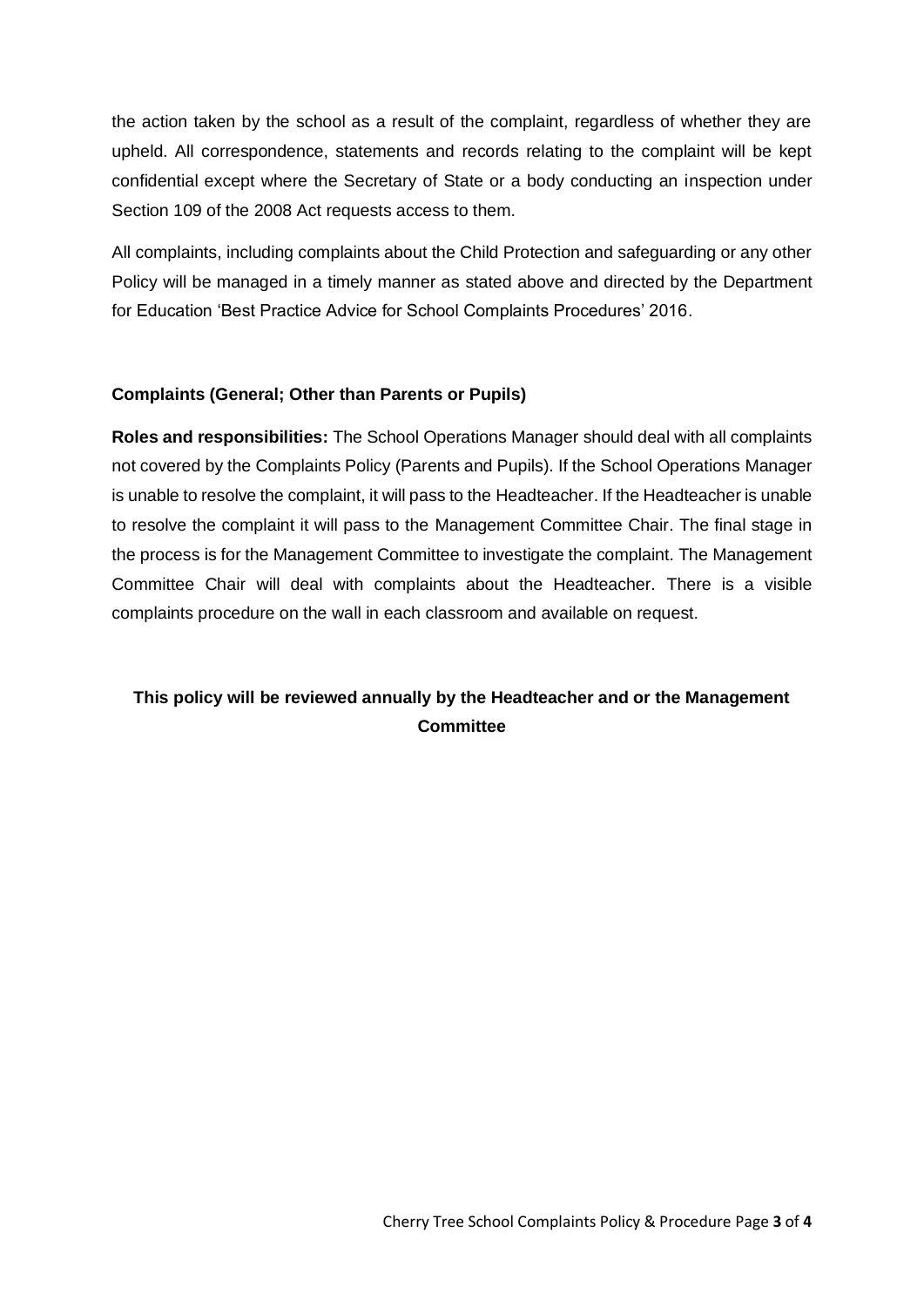the action taken by the school as a result of the complaint, regardless of whether they are upheld. All correspondence, statements and records relating to the complaint will be kept confidential except where the Secretary of State or a body conducting an inspection under Section 109 of the 2008 Act requests access to them.

All complaints, including complaints about the Child Protection and safeguarding or any other Policy will be managed in a timely manner as stated above and directed by the Department for Education 'Best Practice Advice for School Complaints Procedures' 2016.

**Complaints (General; Other than Parents or Pupils)**

**Roles and responsibilities:** The School Operations Manager should deal with all complaints not covered by the Complaints Policy (Parents and Pupils). If the School Operations Manager is unable to resolve the complaint, it will pass to the Headteacher. If the Headteacher is unable to resolve the complaint it will pass to the Management Committee Chair. The final stage in the process is for the Management Committee to investigate the complaint. The Management Committee Chair will deal with complaints about the Headteacher. There is a visible complaints procedure on the wall in each classroom and available on request.

**This policy will be reviewed annually by the Headteacher and or the Management Committee**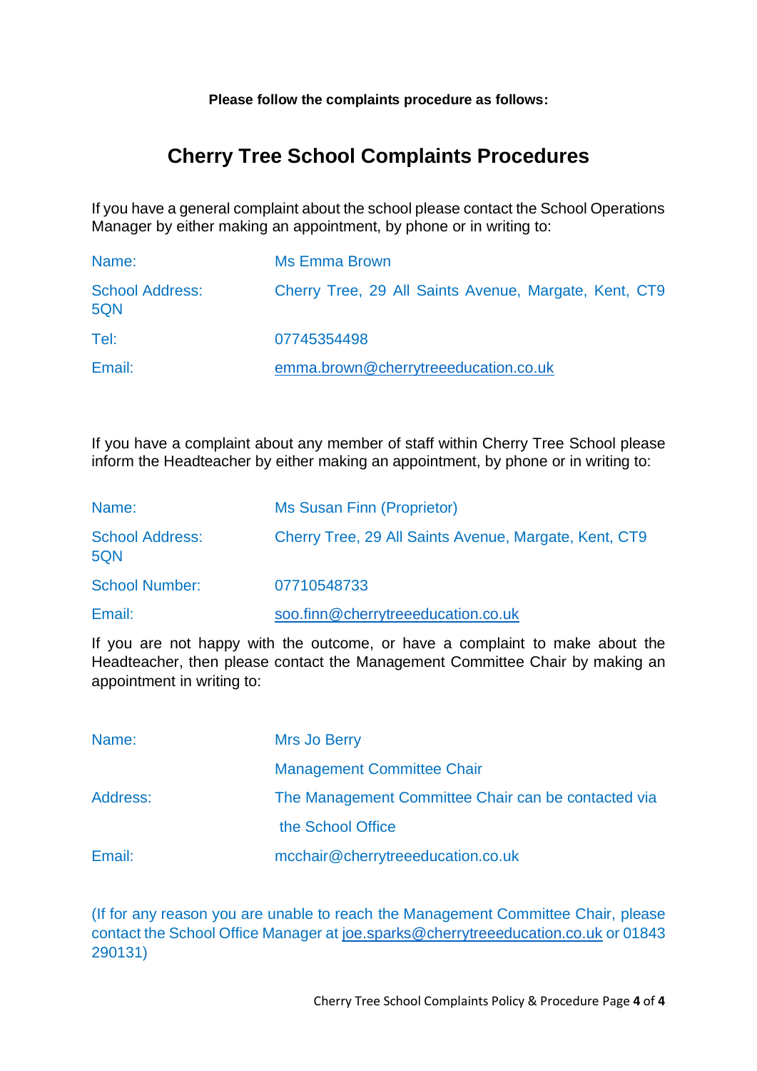**Please follow the complaints procedure as follows:**

# Cherry Tree School Complaints Procedures

If you have a general complaint about the school please contact the School Operations Manager by either making an appointment, by phone or in writing to:

| | |
|---|---|
| Name: | Ms Emma Brown |
| School Address: | Cherry Tree, 29 All Saints Avenue, Margate, Kent, CT9 5QN |
| Tel: | 07745354498 |
| Email: | emma.brown@cherrytreeeducation.co.uk |

If you have a complaint about any member of staff within Cherry Tree School please inform the Headteacher by either making an appointment, by phone or in writing to:

| | |
|---|---|
| Name: | Ms Susan Finn (Proprietor) |
| School Address: | Cherry Tree, 29 All Saints Avenue, Margate, Kent, CT9 5QN |
| School Number: | 07710548733 |
| Email: | soo.finn@cherrytreeeducation.co.uk |

If you are not happy with the outcome, or have a complaint to make about the Headteacher, then please contact the Management Committee Chair by making an appointment in writing to:

| | |
|---|---|
| Name: | Mrs Jo Berry |
| | Management Committee Chair |
| Address: | The Management Committee Chair can be contacted via the School Office |
| Email: | mcchair@cherrytreeeducation.co.uk |

(If for any reason you are unable to reach the Management Committee Chair, please contact the School Office Manager at joe.sparks@cherrytreeeducation.co.uk or 01843 290131)